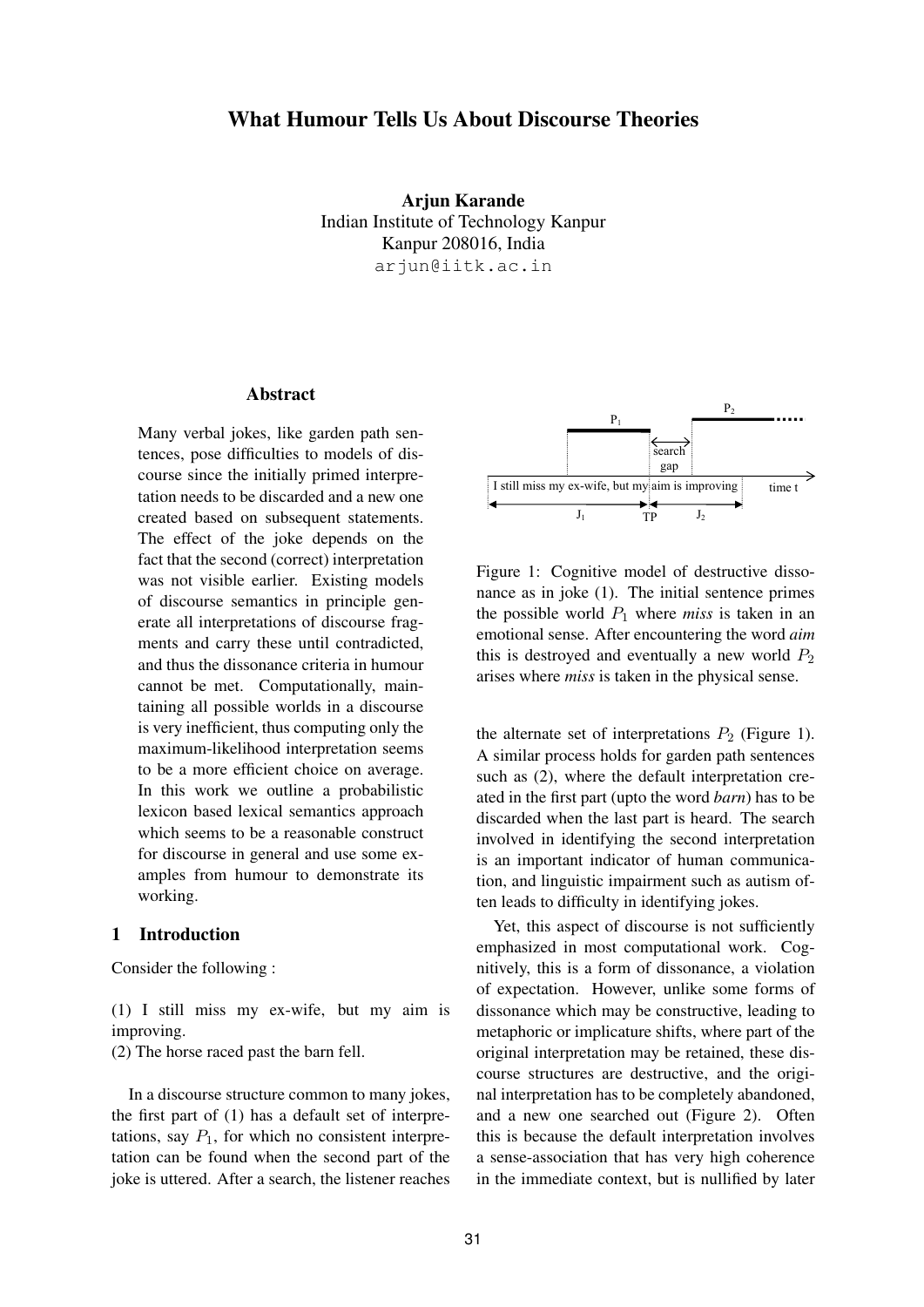# What Humour Tells Us About Discourse Theories

**Arjun Karande**
Indian Institute of Technology Kanpur
Kanpur 208016, India
arjun@iitk.ac.in

## Abstract

Many verbal jokes, like garden path sentences, pose difficulties to models of discourse since the initially primed interpretation needs to be discarded and a new one created based on subsequent statements. The effect of the joke depends on the fact that the second (correct) interpretation was not visible earlier. Existing models of discourse semantics in principle generate all interpretations of discourse fragments and carry these until contradicted, and thus the dissonance criteria in humour cannot be met. Computationally, maintaining all possible worlds in a discourse is very inefficient, thus computing only the maximum-likelihood interpretation seems to be a more efficient choice on average. In this work we outline a probabilistic lexicon based lexical semantics approach which seems to be a reasonable construct for discourse in general and use some examples from humour to demonstrate its working.

## 1 Introduction

Consider the following :

(1) I still miss my ex-wife, but my aim is improving.
(2) The horse raced past the barn fell.

In a discourse structure common to many jokes, the first part of (1) has a default set of interpretations, say $P_1$, for which no consistent interpretation can be found when the second part of the joke is uttered. After a search, the listener reaches the alternate set of interpretations $P_2$ (Figure 1). A similar process holds for garden path sentences such as (2), where the default interpretation created in the first part (upto the word *barn*) has to be discarded when the last part is heard. The search involved in identifying the second interpretation is an important indicator of human communication, and linguistic impairment such as autism often leads to difficulty in identifying jokes.

Figure 1: Cognitive model of destructive dissonance as in joke (1). The initial sentence primes the possible world $P_1$ where *miss* is taken in an emotional sense. After encountering the word *aim* this is destroyed and eventually a new world $P_2$ arises where *miss* is taken in the physical sense.

Yet, this aspect of discourse is not sufficiently emphasized in most computational work. Cognitively, this is a form of dissonance, a violation of expectation. However, unlike some forms of dissonance which may be constructive, leading to metaphoric or implicature shifts, where part of the original interpretation may be retained, these discourse structures are destructive, and the original interpretation has to be completely abandoned, and a new one searched out (Figure 2). Often this is because the default interpretation involves a sense-association that has very high coherence in the immediate context, but is nullified by later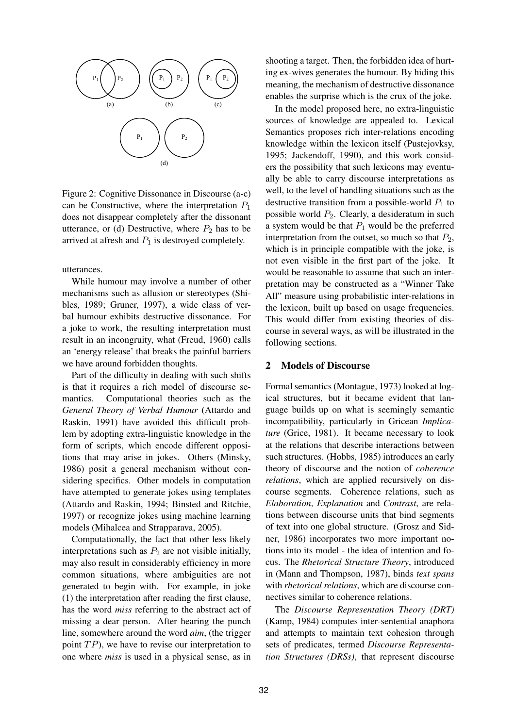Figure 2: Cognitive Dissonance in Discourse (a-c) can be Constructive, where the interpretation $P_1$ does not disappear completely after the dissonant utterance, or (d) Destructive, where $P_2$ has to be arrived at afresh and $P_1$ is destroyed completely.

utterances.

While humour may involve a number of other mechanisms such as allusion or stereotypes (Shibles, 1989; Gruner, 1997), a wide class of verbal humour exhibits destructive dissonance. For a joke to work, the resulting interpretation must result in an incongruity, what (Freud, 1960) calls an 'energy release' that breaks the painful barriers we have around forbidden thoughts.

Part of the difficulty in dealing with such shifts is that it requires a rich model of discourse semantics. Computational theories such as the *General Theory of Verbal Humour* (Attardo and Raskin, 1991) have avoided this difficult problem by adopting extra-linguistic knowledge in the form of scripts, which encode different oppositions that may arise in jokes. Others (Minsky, 1986) posit a general mechanism without considering specifics. Other models in computation have attempted to generate jokes using templates (Attardo and Raskin, 1994; Binsted and Ritchie, 1997) or recognize jokes using machine learning models (Mihalcea and Strapparava, 2005).

Computationally, the fact that other less likely interpretations such as $P_2$ are not visible initially, may also result in considerably efficiency in more common situations, where ambiguities are not generated to begin with. For example, in joke (1) the interpretation after reading the first clause, has the word *miss* referring to the abstract act of missing a dear person. After hearing the punch line, somewhere around the word *aim*, (the trigger point $TP$), we have to revise our interpretation to one where *miss* is used in a physical sense, as in shooting a target. Then, the forbidden idea of hurting ex-wives generates the humour. By hiding this meaning, the mechanism of destructive dissonance enables the surprise which is the crux of the joke.

In the model proposed here, no extra-linguistic sources of knowledge are appealed to. Lexical Semantics proposes rich inter-relations encoding knowledge within the lexicon itself (Pustejovksy, 1995; Jackendoff, 1990), and this work considers the possibility that such lexicons may eventually be able to carry discourse interpretations as well, to the level of handling situations such as the destructive transition from a possible-world $P_1$ to possible world $P_2$. Clearly, a desideratum in such a system would be that $P_1$ would be the preferred interpretation from the outset, so much so that $P_2$, which is in principle compatible with the joke, is not even visible in the first part of the joke. It would be reasonable to assume that such an interpretation may be constructed as a "Winner Take All" measure using probabilistic inter-relations in the lexicon, built up based on usage frequencies. This would differ from existing theories of discourse in several ways, as will be illustrated in the following sections.

## 2 Models of Discourse

Formal semantics (Montague, 1973) looked at logical structures, but it became evident that language builds up on what is seemingly semantic incompatibility, particularly in Gricean *Implicature* (Grice, 1981). It became necessary to look at the relations that describe interactions between such structures. (Hobbs, 1985) introduces an early theory of discourse and the notion of *coherence relations*, which are applied recursively on discourse segments. Coherence relations, such as *Elaboration*, *Explanation* and *Contrast*, are relations between discourse units that bind segments of text into one global structure. (Grosz and Sidner, 1986) incorporates two more important notions into its model - the idea of intention and focus. The *Rhetorical Structure Theory*, introduced in (Mann and Thompson, 1987), binds *text spans* with *rhetorical relations*, which are discourse connectives similar to coherence relations.

The *Discourse Representation Theory (DRT)* (Kamp, 1984) computes inter-sentential anaphora and attempts to maintain text cohesion through sets of predicates, termed *Discourse Representation Structures (DRSs)*, that represent discourse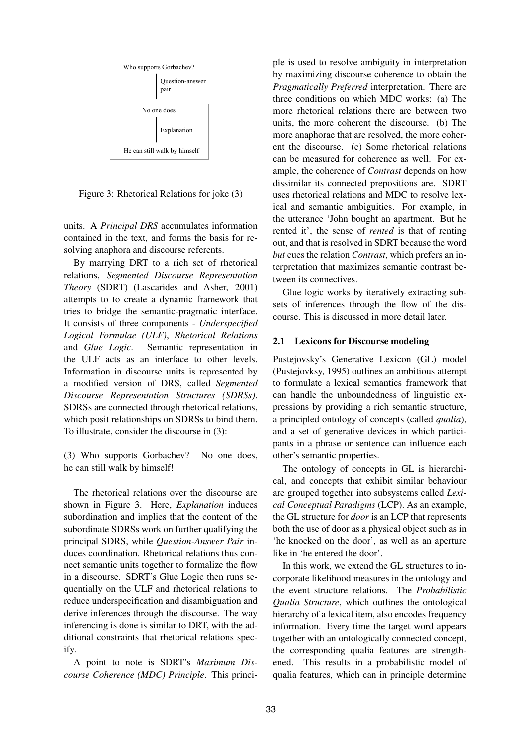Who supports Gorbachev?

Question-answer pair

No one does

Explanation

He can still walk by himself

Figure 3: Rhetorical Relations for joke (3)

units. A *Principal DRS* accumulates information contained in the text, and forms the basis for resolving anaphora and discourse referents.

By marrying DRT to a rich set of rhetorical relations, *Segmented Discourse Representation Theory* (SDRT) (Lascarides and Asher, 2001) attempts to to create a dynamic framework that tries to bridge the semantic-pragmatic interface. It consists of three components - *Underspecified Logical Formulae (ULF)*, *Rhetorical Relations* and *Glue Logic*. Semantic representation in the ULF acts as an interface to other levels. Information in discourse units is represented by a modified version of DRS, called *Segmented Discourse Representation Structures (SDRSs)*. SDRSs are connected through rhetorical relations, which posit relationships on SDRSs to bind them. To illustrate, consider the discourse in (3):

(3) Who supports Gorbachev? No one does, he can still walk by himself!

The rhetorical relations over the discourse are shown in Figure 3. Here, *Explanation* induces subordination and implies that the content of the subordinate SDRSs work on further qualifying the principal SDRS, while *Question-Answer Pair* induces coordination. Rhetorical relations thus connect semantic units together to formalize the flow in a discourse. SDRT's Glue Logic then runs sequentially on the ULF and rhetorical relations to reduce underspecification and disambiguation and derive inferences through the discourse. The way inferencing is done is similar to DRT, with the additional constraints that rhetorical relations specify.

A point to note is SDRT's *Maximum Discourse Coherence (MDC) Principle*. This principle is used to resolve ambiguity in interpretation by maximizing discourse coherence to obtain the *Pragmatically Preferred* interpretation. There are three conditions on which MDC works: (a) The more rhetorical relations there are between two units, the more coherent the discourse. (b) The more anaphorae that are resolved, the more coherent the discourse. (c) Some rhetorical relations can be measured for coherence as well. For example, the coherence of *Contrast* depends on how dissimilar its connected prepositions are. SDRT uses rhetorical relations and MDC to resolve lexical and semantic ambiguities. For example, in the utterance 'John bought an apartment. But he rented it', the sense of *rented* is that of renting out, and that is resolved in SDRT because the word *but* cues the relation *Contrast*, which prefers an interpretation that maximizes semantic contrast between its connectives.

Glue logic works by iteratively extracting subsets of inferences through the flow of the discourse. This is discussed in more detail later.

## 2.1 Lexicons for Discourse modeling

Pustejovsky's Generative Lexicon (GL) model (Pustejovksy, 1995) outlines an ambitious attempt to formulate a lexical semantics framework that can handle the unboundedness of linguistic expressions by providing a rich semantic structure, a principled ontology of concepts (called *qualia*), and a set of generative devices in which participants in a phrase or sentence can influence each other's semantic properties.

The ontology of concepts in GL is hierarchical, and concepts that exhibit similar behaviour are grouped together into subsystems called *Lexical Conceptual Paradigms* (LCP). As an example, the GL structure for *door* is an LCP that represents both the use of door as a physical object such as in 'he knocked on the door', as well as an aperture like in 'he entered the door'.

In this work, we extend the GL structures to incorporate likelihood measures in the ontology and the event structure relations. The *Probabilistic Qualia Structure*, which outlines the ontological hierarchy of a lexical item, also encodes frequency information. Every time the target word appears together with an ontologically connected concept, the corresponding qualia features are strengthened. This results in a probabilistic model of qualia features, which can in principle determine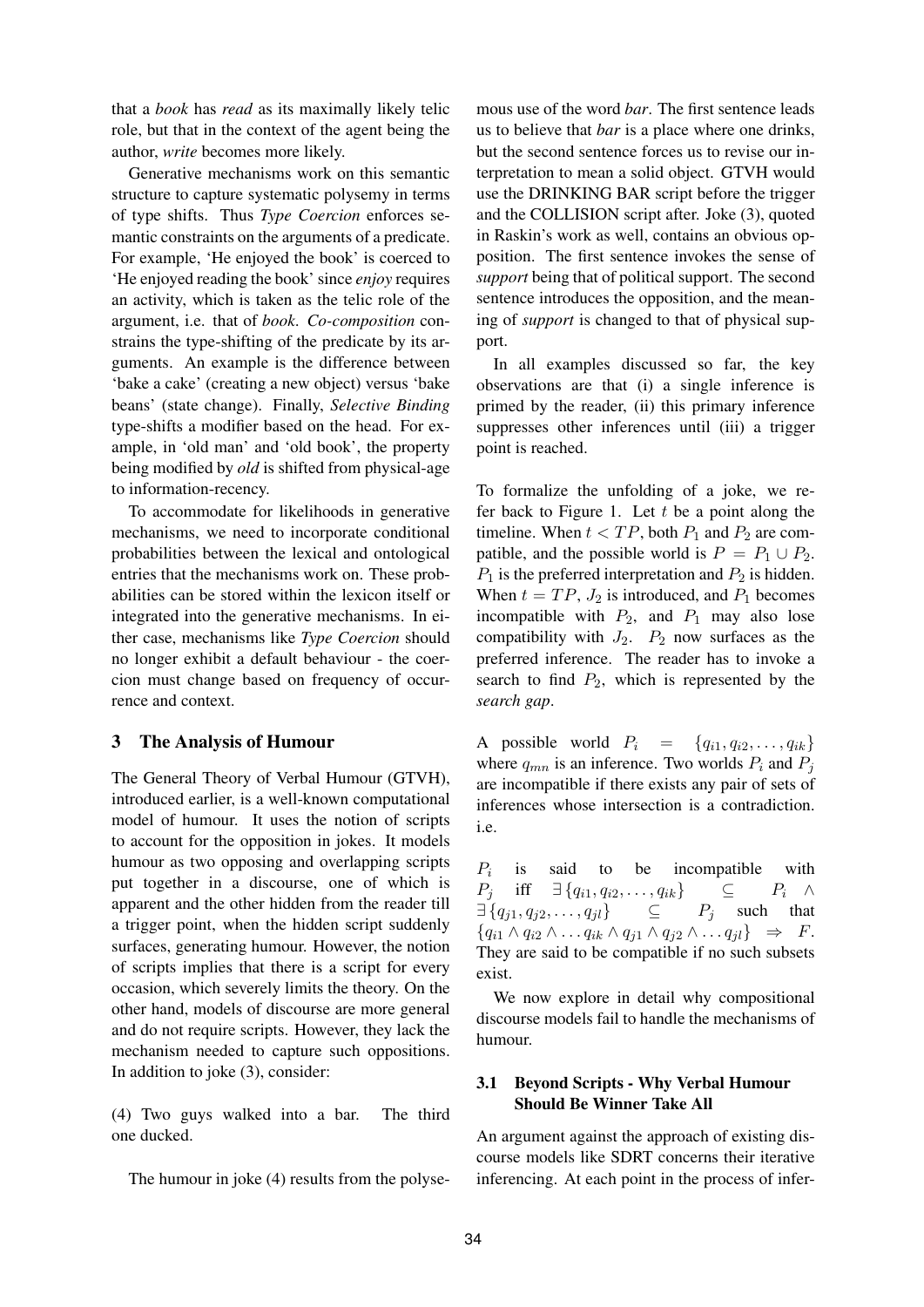that a *book* has *read* as its maximally likely telic role, but that in the context of the agent being the author, *write* becomes more likely.

Generative mechanisms work on this semantic structure to capture systematic polysemy in terms of type shifts. Thus *Type Coercion* enforces semantic constraints on the arguments of a predicate. For example, 'He enjoyed the book' is coerced to 'He enjoyed reading the book' since *enjoy* requires an activity, which is taken as the telic role of the argument, i.e. that of *book*. *Co-composition* constrains the type-shifting of the predicate by its arguments. An example is the difference between 'bake a cake' (creating a new object) versus 'bake beans' (state change). Finally, *Selective Binding* type-shifts a modifier based on the head. For example, in 'old man' and 'old book', the property being modified by *old* is shifted from physical-age to information-recency.

To accommodate for likelihoods in generative mechanisms, we need to incorporate conditional probabilities between the lexical and ontological entries that the mechanisms work on. These probabilities can be stored within the lexicon itself or integrated into the generative mechanisms. In either case, mechanisms like *Type Coercion* should no longer exhibit a default behaviour - the coercion must change based on frequency of occurrence and context.

## 3 The Analysis of Humour

The General Theory of Verbal Humour (GTVH), introduced earlier, is a well-known computational model of humour. It uses the notion of scripts to account for the opposition in jokes. It models humour as two opposing and overlapping scripts put together in a discourse, one of which is apparent and the other hidden from the reader till a trigger point, when the hidden script suddenly surfaces, generating humour. However, the notion of scripts implies that there is a script for every occasion, which severely limits the theory. On the other hand, models of discourse are more general and do not require scripts. However, they lack the mechanism needed to capture such oppositions. In addition to joke (3), consider:

(4) Two guys walked into a bar. The third one ducked.

The humour in joke (4) results from the polysemous use of the word *bar*. The first sentence leads us to believe that *bar* is a place where one drinks, but the second sentence forces us to revise our interpretation to mean a solid object. GTVH would use the DRINKING BAR script before the trigger and the COLLISION script after. Joke (3), quoted in Raskin's work as well, contains an obvious opposition. The first sentence invokes the sense of *support* being that of political support. The second sentence introduces the opposition, and the meaning of *support* is changed to that of physical support.

In all examples discussed so far, the key observations are that (i) a single inference is primed by the reader, (ii) this primary inference suppresses other inferences until (iii) a trigger point is reached.

To formalize the unfolding of a joke, we refer back to Figure 1. Let $t$ be a point along the timeline. When $t < TP$, both $P_1$ and $P_2$ are compatible, and the possible world is $P = P_1 \cup P_2$. $P_1$ is the preferred interpretation and $P_2$ is hidden. When $t = TP$, $J_2$ is introduced, and $P_1$ becomes incompatible with $P_2$, and $P_1$ may also lose compatibility with $J_2$. $P_2$ now surfaces as the preferred inference. The reader has to invoke a search to find $P_2$, which is represented by the *search gap*.

A possible world $P_i = \{q_{i1}, q_{i2}, \ldots, q_{ik}\}$ where $q_{mn}$ is an inference. Two worlds $P_i$ and $P_j$ are incompatible if there exists any pair of sets of inferences whose intersection is a contradiction. i.e.

$P_i$ is said to be incompatible with $P_j$ iff $\exists \{q_{i1}, q_{i2}, \ldots, q_{ik}\} \subseteq P_i \wedge \exists \{q_{j1}, q_{j2}, \ldots, q_{jl}\} \subseteq P_j$ such that $\{q_{i1} \wedge q_{i2} \wedge \ldots q_{ik} \wedge q_{j1} \wedge q_{j2} \wedge \ldots q_{jl}\} \Rightarrow F$. They are said to be compatible if no such subsets exist.

We now explore in detail why compositional discourse models fail to handle the mechanisms of humour.

### 3.1 Beyond Scripts - Why Verbal Humour Should Be Winner Take All

An argument against the approach of existing discourse models like SDRT concerns their iterative inferencing. At each point in the process of infer-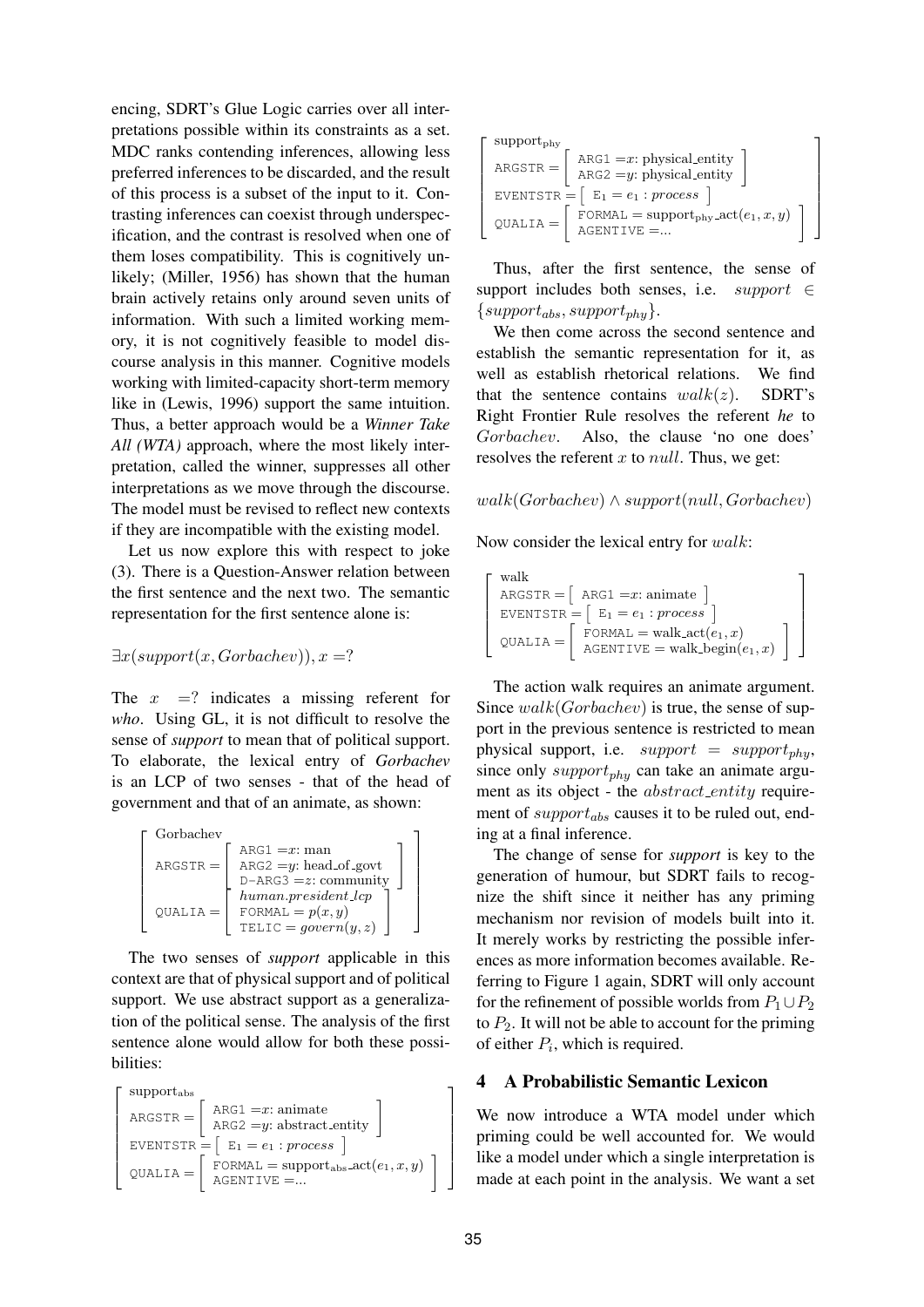encing, SDRT's Glue Logic carries over all interpretations possible within its constraints as a set. MDC ranks contending inferences, allowing less preferred inferences to be discarded, and the result of this process is a subset of the input to it. Contrasting inferences can coexist through underspecification, and the contrast is resolved when one of them loses compatibility. This is cognitively unlikely; (Miller, 1956) has shown that the human brain actively retains only around seven units of information. With such a limited working memory, it is not cognitively feasible to model discourse analysis in this manner. Cognitive models working with limited-capacity short-term memory like in (Lewis, 1996) support the same intuition. Thus, a better approach would be a ***Winner Take All (WTA)*** approach, where the most likely interpretation, called the winner, suppresses all other interpretations as we move through the discourse. The model must be revised to reflect new contexts if they are incompatible with the existing model.

Let us now explore this with respect to joke (3). There is a Question-Answer relation between the first sentence and the next two. The semantic representation for the first sentence alone is:

$$\exists x(support(x, Gorbachev)), x = ?$$

The $x$ $=?$ indicates a missing referent for *who*. Using GL, it is not difficult to resolve the sense of ***support*** to mean that of political support. To elaborate, the lexical entry of ***Gorbachev*** is an LCP of two senses - that of the head of government and that of an animate, as shown:

$$\left[\begin{array}{l} \text{Gorbachev} \\ \text{ARGSTR} = \left[\begin{array}{l} \text{ARG1} = x\text{: man} \\ \text{ARG2} = y\text{: head\_of\_govt} \\ \text{D-ARG3} = z\text{: community} \end{array}\right] \\ \text{QUALIA} = \left[\begin{array}{l} \textit{human.president\_lcp} \\ \text{FORMAL} = p(x,y) \\ \text{TELIC} = govern(y,z) \end{array}\right] \end{array}\right]$$

The two senses of ***support*** applicable in this context are that of physical support and of political support. We use abstract support as a generalization of the political sense. The analysis of the first sentence alone would allow for both these possibilities:

$$\left[\begin{array}{l} \text{support}_{\text{abs}} \\ \text{ARGSTR} = \left[\begin{array}{l} \text{ARG1} = x\text{: animate} \\ \text{ARG2} = y\text{: abstract\_entity} \end{array}\right] \\ \text{EVENTSTR} = \left[\text{ E}_1 = e_1 : \textit{process} \right] \\ \text{QUALIA} = \left[\begin{array}{l} \text{FORMAL} = \text{support}_{\text{abs}}\text{\_act}(e_1, x, y) \\ \text{AGENTIVE} = ... \end{array}\right] \end{array}\right]$$

$$\left[\begin{array}{l} \text{support}_{\text{phy}} \\ \text{ARGSTR} = \left[\begin{array}{l} \text{ARG1} = x\text{: physical\_entity} \\ \text{ARG2} = y\text{: physical\_entity} \end{array}\right] \\ \text{EVENTSTR} = \left[\text{ E}_1 = e_1 : \textit{process} \right] \\ \text{QUALIA} = \left[\begin{array}{l} \text{FORMAL} = \text{support}_{\text{phy}}\text{\_act}(e_1, x, y) \\ \text{AGENTIVE} = ... \end{array}\right] \end{array}\right]$$

Thus, after the first sentence, the sense of support includes both senses, i.e. $support \in \{support_{abs}, support_{phy}\}$.

We then come across the second sentence and establish the semantic representation for it, as well as establish rhetorical relations. We find that the sentence contains $walk(z)$. SDRT's Right Frontier Rule resolves the referent *he* to $Gorbachev$. Also, the clause 'no one does' resolves the referent $x$ to $null$. Thus, we get:

$$walk(Gorbachev) \wedge support(null, Gorbachev)$$

Now consider the lexical entry for $walk$:

$$\left[\begin{array}{l} \text{walk} \\ \text{ARGSTR} = \left[\text{ ARG1} = x\text{: animate} \right] \\ \text{EVENTSTR} = \left[\text{ E}_1 = e_1 : \textit{process} \right] \\ \text{QUALIA} = \left[\begin{array}{l} \text{FORMAL} = \text{walk\_act}(e_1, x) \\ \text{AGENTIVE} = \text{walk\_begin}(e_1, x) \end{array}\right] \end{array}\right]$$

The action walk requires an animate argument. Since $walk(Gorbachev)$ is true, the sense of support in the previous sentence is restricted to mean physical support, i.e. $support = support_{phy}$, since only $support_{phy}$ can take an animate argument as its object - the $abstract\_entity$ requirement of $support_{abs}$ causes it to be ruled out, ending at a final inference.

The change of sense for ***support*** is key to the generation of humour, but SDRT fails to recognize the shift since it neither has any priming mechanism nor revision of models built into it. It merely works by restricting the possible inferences as more information becomes available. Referring to Figure 1 again, SDRT will only account for the refinement of possible worlds from $P_1 \cup P_2$ to $P_2$. It will not be able to account for the priming of either $P_i$, which is required.

## 4 A Probabilistic Semantic Lexicon

We now introduce a WTA model under which priming could be well accounted for. We would like a model under which a single interpretation is made at each point in the analysis. We want a set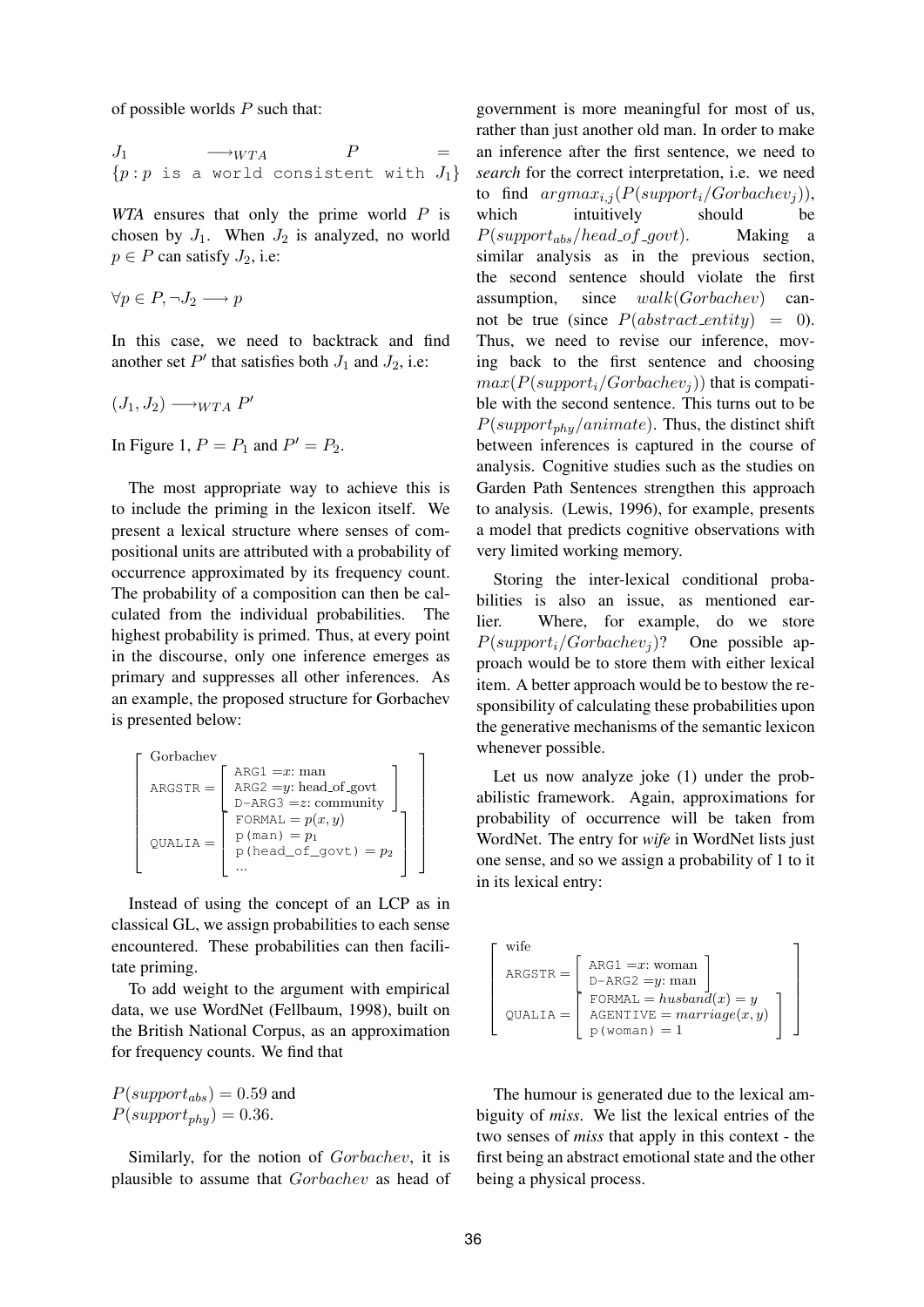of possible worlds $P$ such that:

$$J_1 \longrightarrow_{WTA} P = \{p : p \text{ is a world consistent with } J_1\}$$

*WTA* ensures that only the prime world $P$ is chosen by $J_1$. When $J_2$ is analyzed, no world $p \in P$ can satisfy $J_2$, i.e:

$$\forall p \in P, \neg J_2 \longrightarrow p$$

In this case, we need to backtrack and find another set $P'$ that satisfies both $J_1$ and $J_2$, i.e:

$$(J_1, J_2) \longrightarrow_{WTA} P'$$

In Figure 1, $P = P_1$ and $P' = P_2$.

The most appropriate way to achieve this is to include the priming in the lexicon itself. We present a lexical structure where senses of compositional units are attributed with a probability of occurrence approximated by its frequency count. The probability of a composition can then be calculated from the individual probabilities. The highest probability is primed. Thus, at every point in the discourse, only one inference emerges as primary and suppresses all other inferences. As an example, the proposed structure for Gorbachev is presented below:

$$\left[\begin{array}{l} \text{Gorbachev} \\ \texttt{ARGSTR} = \left[\begin{array}{l} \texttt{ARG1} = x\text{: man} \\ \texttt{ARG2} = y\text{: head\_of\_govt} \\ \texttt{D-ARG3} = z\text{: community} \end{array}\right] \\ \texttt{QUALIA} = \left[\begin{array}{l} \texttt{FORMAL} = p(x,y) \\ \texttt{p(man)} = p_1 \\ \texttt{p(head\_of\_govt)} = p_2 \\ \ldots \end{array}\right] \end{array}\right]$$

Instead of using the concept of an LCP as in classical GL, we assign probabilities to each sense encountered. These probabilities can then facilitate priming.

To add weight to the argument with empirical data, we use WordNet (Fellbaum, 1998), built on the British National Corpus, as an approximation for frequency counts. We find that

$P(support_{abs}) = 0.59$ and
$P(support_{phy}) = 0.36$.

Similarly, for the notion of $Gorbachev$, it is plausible to assume that $Gorbachev$ as head of government is more meaningful for most of us, rather than just another old man. In order to make an inference after the first sentence, we need to ***search*** for the correct interpretation, i.e. we need to find $argmax_{i,j}(P(support_i/Gorbachev_j))$, which intuitively should be $P(support_{abs}/head\_of\_govt)$. Making a similar analysis as in the previous section, the second sentence should violate the first assumption, since $walk(Gorbachev)$ cannot be true (since $P(abstract\_entity) = 0$). Thus, we need to revise our inference, moving back to the first sentence and choosing $max(P(support_i/Gorbachev_j))$ that is compatible with the second sentence. This turns out to be $P(support_{phy}/animate)$. Thus, the distinct shift between inferences is captured in the course of analysis. Cognitive studies such as the studies on Garden Path Sentences strengthen this approach to analysis. (Lewis, 1996), for example, presents a model that predicts cognitive observations with very limited working memory.

Storing the inter-lexical conditional probabilities is also an issue, as mentioned earlier. Where, for example, do we store $P(support_i/Gorbachev_j)$? One possible approach would be to store them with either lexical item. A better approach would be to bestow the responsibility of calculating these probabilities upon the generative mechanisms of the semantic lexicon whenever possible.

Let us now analyze joke (1) under the probabilistic framework. Again, approximations for probability of occurrence will be taken from WordNet. The entry for *wife* in WordNet lists just one sense, and so we assign a probability of 1 to it in its lexical entry:

$$\left[\begin{array}{l} \text{wife} \\ \texttt{ARGSTR} = \left[\begin{array}{l} \texttt{ARG1} = x\text{: woman} \\ \texttt{D-ARG2} = y\text{: man} \end{array}\right] \\ \texttt{QUALIA} = \left[\begin{array}{l} \texttt{FORMAL} = husband(x) = y \\ \texttt{AGENTIVE} = marriage(x,y) \\ \texttt{p(woman)} = 1 \end{array}\right] \end{array}\right]$$

The humour is generated due to the lexical ambiguity of *miss*. We list the lexical entries of the two senses of *miss* that apply in this context - the first being an abstract emotional state and the other being a physical process.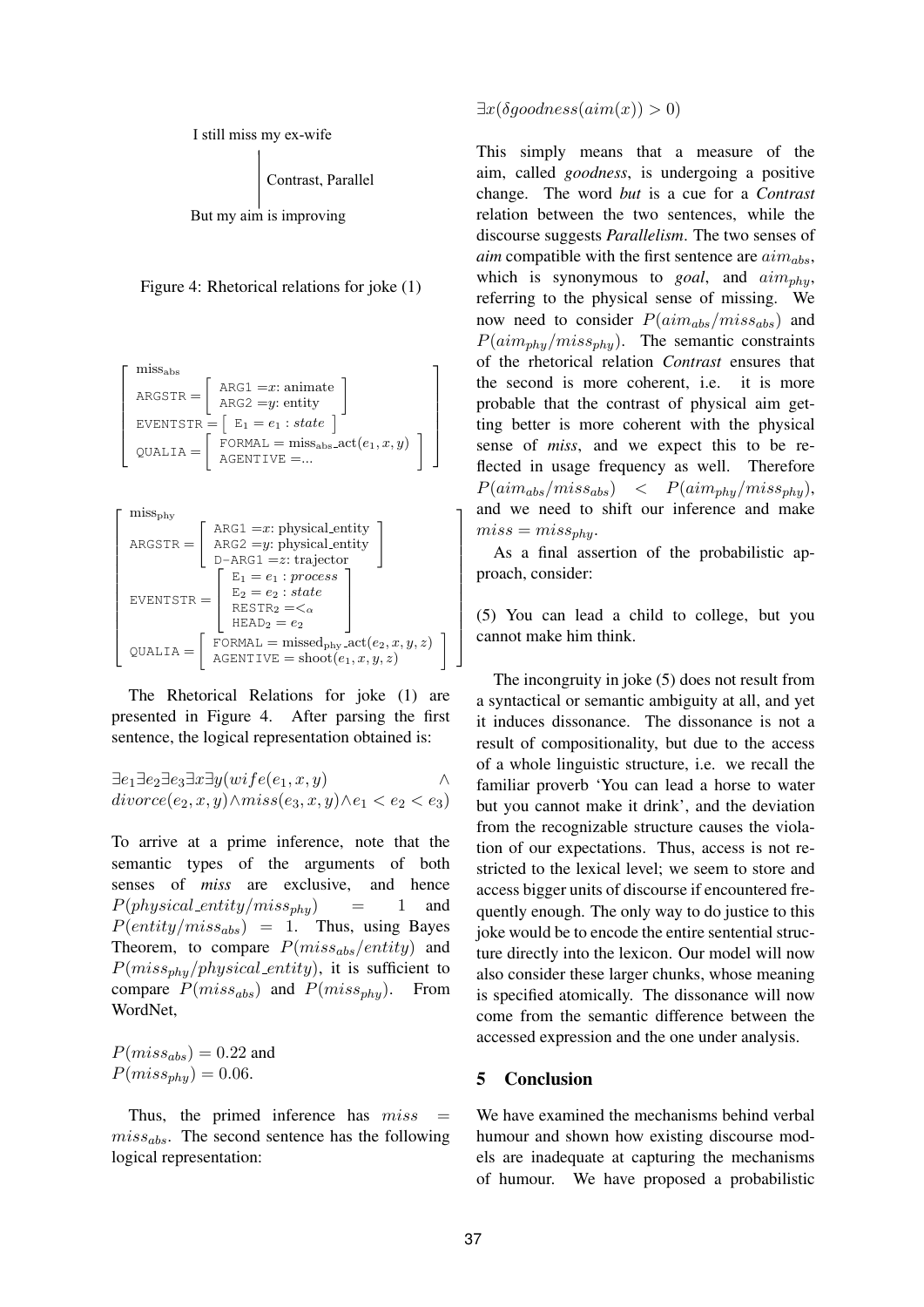I still miss my ex-wife

Contrast, Parallel

But my aim is improving

Figure 4: Rhetorical relations for joke (1)

$$
\left[\begin{array}{l}
\text{miss}_{\text{abs}} \\
\text{ARGSTR} = \left[\begin{array}{l} \text{ARG1} = x\text{: animate} \\ \text{ARG2} = y\text{: entity} \end{array}\right] \\
\text{EVENTSTR} = \left[\ \text{E}_1 = e_1 : \textit{state}\ \right] \\
\text{QUALIA} = \left[\begin{array}{l} \text{FORMAL} = \text{miss}_{\text{abs}}\text{\_act}(e_1, x, y) \\ \text{AGENTIVE} = ... \end{array}\right]
\end{array}\right]
$$

$$
\left[\begin{array}{l}
\text{miss}_{\text{phy}} \\
\text{ARGSTR} = \left[\begin{array}{l} \text{ARG1} = x\text{: physical\_entity} \\ \text{ARG2} = y\text{: physical\_entity} \\ \text{D-ARG1} = z\text{: trajector} \end{array}\right] \\
\text{EVENTSTR} = \left[\begin{array}{l} \text{E}_1 = e_1 : \textit{process} \\ \text{E}_2 = e_2 : \textit{state} \\ \text{RESTR}_2 = <_\alpha \\ \text{HEAD}_2 = e_2 \end{array}\right] \\
\text{QUALIA} = \left[\begin{array}{l} \text{FORMAL} = \text{missed}_{\text{phy}}\text{\_act}(e_2, x, y, z) \\ \text{AGENTIVE} = \text{shoot}(e_1, x, y, z) \end{array}\right]
\end{array}\right]
$$

The Rhetorical Relations for joke (1) are presented in Figure 4. After parsing the first sentence, the logical representation obtained is:

$$\exists e_1 \exists e_2 \exists e_3 \exists x \exists y (wife(e_1, x, y) \wedge divorce(e_2, x, y) \wedge miss(e_3, x, y) \wedge e_1 < e_2 < e_3)$$

To arrive at a prime inference, note that the semantic types of the arguments of both senses of *miss* are exclusive, and hence $P(physical\_entity/miss_{phy}) = 1$ and $P(entity/miss_{abs}) = 1$. Thus, using Bayes Theorem, to compare $P(miss_{abs}/entity)$ and $P(miss_{phy}/physical\_entity)$, it is sufficient to compare $P(miss_{abs})$ and $P(miss_{phy})$. From WordNet,

$P(miss_{abs}) = 0.22$ and
$P(miss_{phy}) = 0.06$.

Thus, the primed inference has $miss = miss_{abs}$. The second sentence has the following logical representation:

$$\exists x (\delta goodness(aim(x)) > 0)$$

This simply means that a measure of the aim, called *goodness*, is undergoing a positive change. The word *but* is a cue for a *Contrast* relation between the two sentences, while the discourse suggests *Parallelism*. The two senses of *aim* compatible with the first sentence are $aim_{abs}$, which is synonymous to *goal*, and $aim_{phy}$, referring to the physical sense of missing. We now need to consider $P(aim_{abs}/miss_{abs})$ and $P(aim_{phy}/miss_{phy})$. The semantic constraints of the rhetorical relation *Contrast* ensures that the second is more coherent, i.e. it is more probable that the contrast of physical aim getting better is more coherent with the physical sense of *miss*, and we expect this to be reflected in usage frequency as well. Therefore $P(aim_{abs}/miss_{abs}) < P(aim_{phy}/miss_{phy})$, and we need to shift our inference and make $miss = miss_{phy}$.

As a final assertion of the probabilistic approach, consider:

(5) You can lead a child to college, but you cannot make him think.

The incongruity in joke (5) does not result from a syntactical or semantic ambiguity at all, and yet it induces dissonance. The dissonance is not a result of compositionality, but due to the access of a whole linguistic structure, i.e. we recall the familiar proverb 'You can lead a horse to water but you cannot make it drink', and the deviation from the recognizable structure causes the violation of our expectations. Thus, access is not restricted to the lexical level; we seem to store and access bigger units of discourse if encountered frequently enough. The only way to do justice to this joke would be to encode the entire sentential structure directly into the lexicon. Our model will now also consider these larger chunks, whose meaning is specified atomically. The dissonance will now come from the semantic difference between the accessed expression and the one under analysis.

## 5 Conclusion

We have examined the mechanisms behind verbal humour and shown how existing discourse models are inadequate at capturing the mechanisms of humour. We have proposed a probabilistic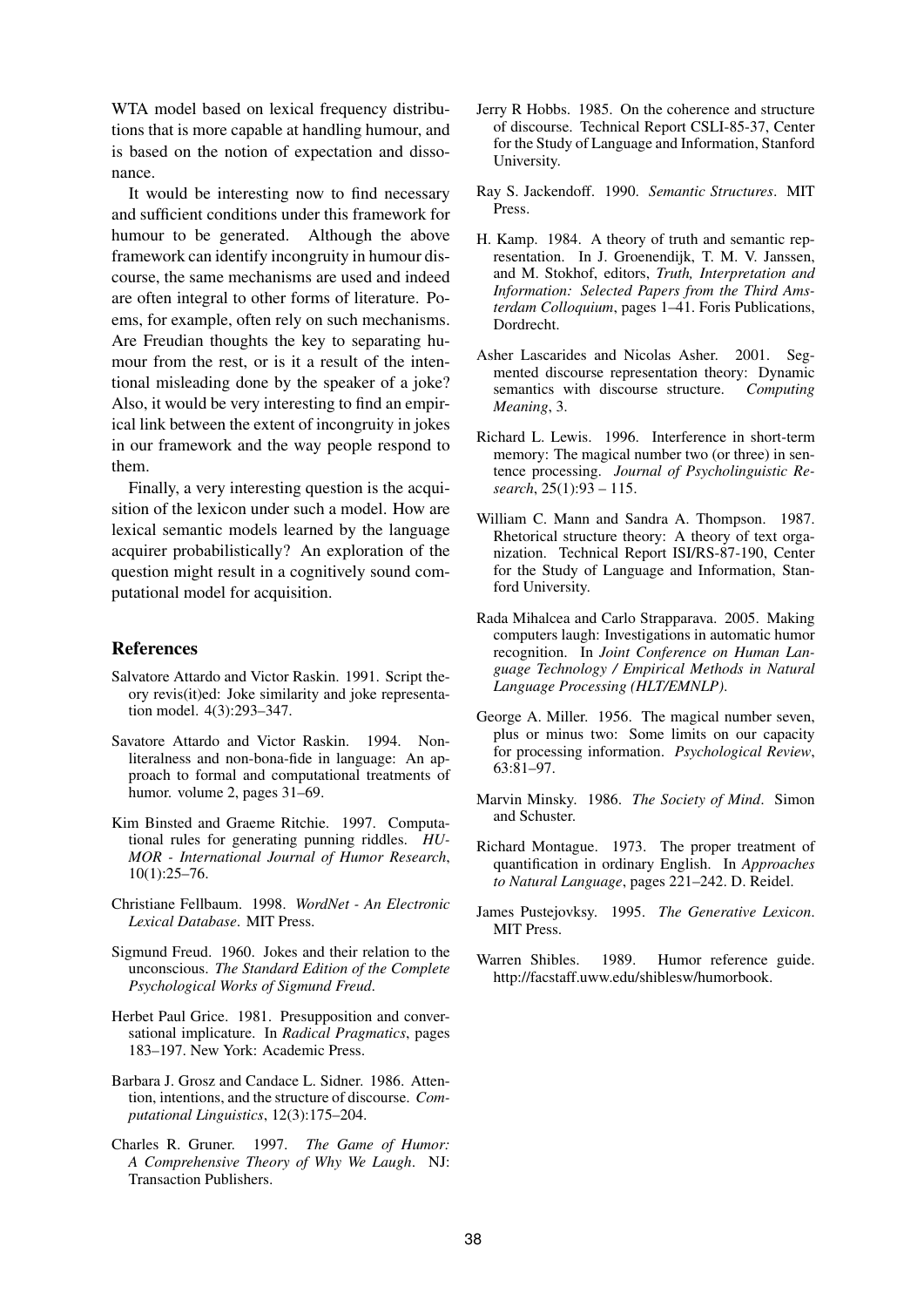WTA model based on lexical frequency distributions that is more capable at handling humour, and is based on the notion of expectation and dissonance.

It would be interesting now to find necessary and sufficient conditions under this framework for humour to be generated. Although the above framework can identify incongruity in humour discourse, the same mechanisms are used and indeed are often integral to other forms of literature. Poems, for example, often rely on such mechanisms. Are Freudian thoughts the key to separating humour from the rest, or is it a result of the intentional misleading done by the speaker of a joke? Also, it would be very interesting to find an empirical link between the extent of incongruity in jokes in our framework and the way people respond to them.

Finally, a very interesting question is the acquisition of the lexicon under such a model. How are lexical semantic models learned by the language acquirer probabilistically? An exploration of the question might result in a cognitively sound computational model for acquisition.

## References

Salvatore Attardo and Victor Raskin. 1991. Script theory revis(it)ed: Joke similarity and joke representation model. 4(3):293–347.

Savatore Attardo and Victor Raskin. 1994. Non-literalness and non-bona-fide in language: An approach to formal and computational treatments of humor. volume 2, pages 31–69.

Kim Binsted and Graeme Ritchie. 1997. Computational rules for generating punning riddles. *HUMOR - International Journal of Humor Research*, 10(1):25–76.

Christiane Fellbaum. 1998. *WordNet - An Electronic Lexical Database*. MIT Press.

Sigmund Freud. 1960. Jokes and their relation to the unconscious. *The Standard Edition of the Complete Psychological Works of Sigmund Freud*.

Herbet Paul Grice. 1981. Presupposition and conversational implicature. In *Radical Pragmatics*, pages 183–197. New York: Academic Press.

Barbara J. Grosz and Candace L. Sidner. 1986. Attention, intentions, and the structure of discourse. *Computational Linguistics*, 12(3):175–204.

Charles R. Gruner. 1997. *The Game of Humor: A Comprehensive Theory of Why We Laugh*. NJ: Transaction Publishers.

Jerry R Hobbs. 1985. On the coherence and structure of discourse. Technical Report CSLI-85-37, Center for the Study of Language and Information, Stanford University.

Ray S. Jackendoff. 1990. *Semantic Structures*. MIT Press.

H. Kamp. 1984. A theory of truth and semantic representation. In J. Groenendijk, T. M. V. Janssen, and M. Stokhof, editors, *Truth, Interpretation and Information: Selected Papers from the Third Amsterdam Colloquium*, pages 1–41. Foris Publications, Dordrecht.

Asher Lascarides and Nicolas Asher. 2001. Segmented discourse representation theory: Dynamic semantics with discourse structure. *Computing Meaning*, 3.

Richard L. Lewis. 1996. Interference in short-term memory: The magical number two (or three) in sentence processing. *Journal of Psycholinguistic Research*, 25(1):93 – 115.

William C. Mann and Sandra A. Thompson. 1987. Rhetorical structure theory: A theory of text organization. Technical Report ISI/RS-87-190, Center for the Study of Language and Information, Stanford University.

Rada Mihalcea and Carlo Strapparava. 2005. Making computers laugh: Investigations in automatic humor recognition. In *Joint Conference on Human Language Technology / Empirical Methods in Natural Language Processing (HLT/EMNLP)*.

George A. Miller. 1956. The magical number seven, plus or minus two: Some limits on our capacity for processing information. *Psychological Review*, 63:81–97.

Marvin Minsky. 1986. *The Society of Mind*. Simon and Schuster.

Richard Montague. 1973. The proper treatment of quantification in ordinary English. In *Approaches to Natural Language*, pages 221–242. D. Reidel.

James Pustejovksy. 1995. *The Generative Lexicon*. MIT Press.

Warren Shibles. 1989. Humor reference guide. http://facstaff.uww.edu/shiblesw/humorbook.